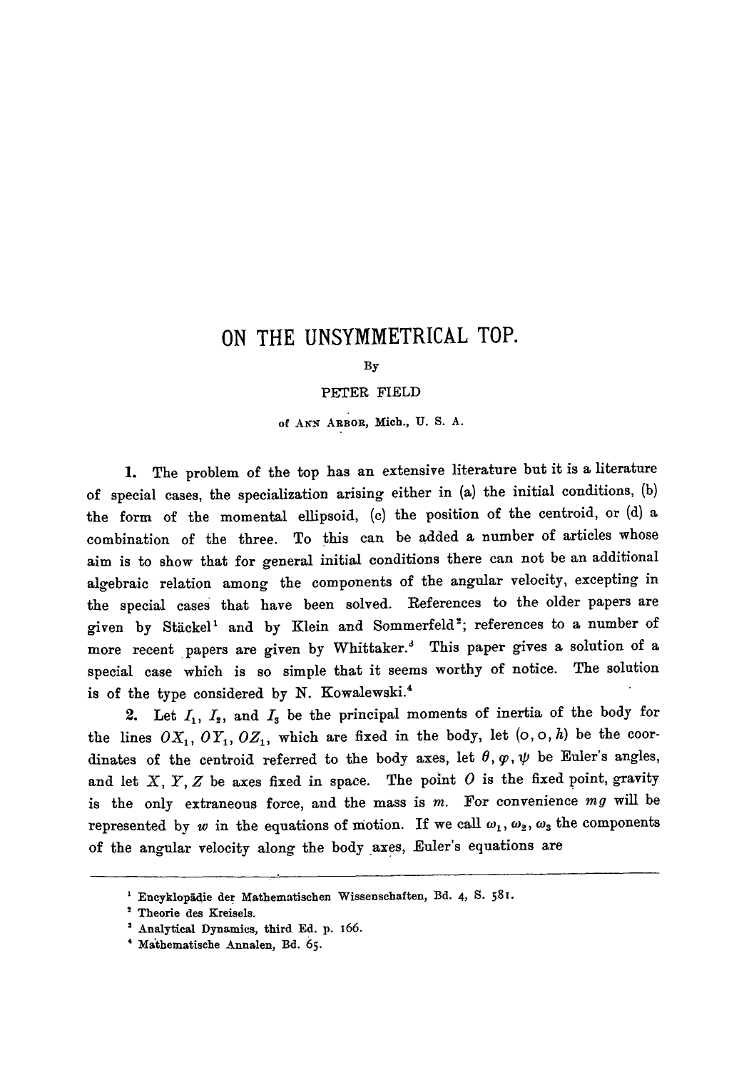# ON THE UNSYMMETRICAL TOP.

By

PETER FIELD

of ANN ARBOR, Mich., U. S. A.

**1.** The problem of the top has an extensive literature but it is a literature of special cases, the specialization arising either in (a) the initial conditions, (b) the form of the momental ellipsoid, (c) the position of the centroid, or (d) a combination of the three. To this can be added a number of articles whose aim is to show that for general initial conditions there can not be an additional algebraic relation among the components of the angular velocity, excepting in the special cases that have been solved. References to the older papers are given by Stäckel[1] and by Klein and Sommerfeld[2]; references to a number of more recent papers are given by Whittaker.[3] This paper gives a solution of a special case which is so simple that it seems worthy of notice. The solution is of the type considered by N. Kowalewski.[4]

**2.** Let $I_1$, $I_2$, and $I_3$ be the principal moments of inertia of the body for the lines $OX_1$, $OY_1$, $OZ_1$, which are fixed in the body, let $(0, 0, h)$ be the coordinates of the centroid referred to the body axes, let $\theta, \varphi, \psi$ be Euler's angles, and let $X$, $Y$, $Z$ be axes fixed in space. The point $O$ is the fixed point, gravity is the only extraneous force, and the mass is $m$. For convenience $mg$ will be represented by $w$ in the equations of motion. If we call $\omega_1, \omega_2, \omega_3$ the components of the angular velocity along the body axes, Euler's equations are

---

[1] Encyklopädie der Mathematischen Wissenschaften, Bd. 4, S. 581.

[2] Theorie des Kreisels.

[3] Analytical Dynamics, third Ed. p. 166.

[4] Mathematische Annalen, Bd. 65.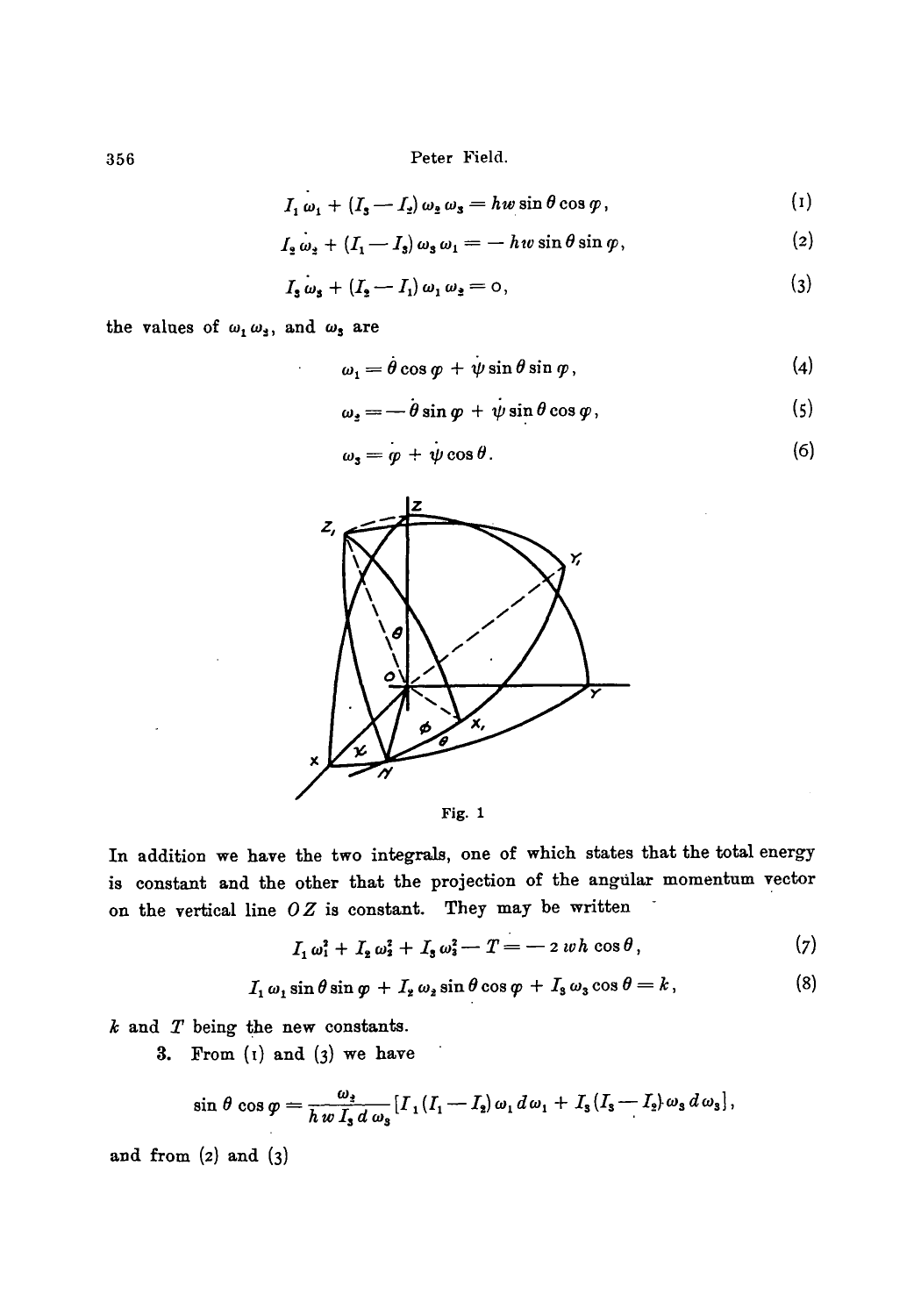$$I_1 \dot{\omega}_1 + (I_3 - I_2)\,\omega_2\,\omega_3 = hw \sin\theta \cos\varphi, \tag{1}$$

$$I_2 \dot{\omega}_2 + (I_1 - I_3)\,\omega_3\,\omega_1 = -\,hw \sin\theta \sin\varphi, \tag{2}$$

$$I_3 \dot{\omega}_3 + (I_2 - I_1)\,\omega_1\,\omega_2 = 0, \tag{3}$$

the values of $\omega_1\,\omega_2$, and $\omega_3$ are

$$\omega_1 = \dot{\theta}\cos\varphi + \dot{\psi}\sin\theta\sin\varphi, \tag{4}$$

$$\omega_2 = -\,\dot{\theta}\sin\varphi + \dot{\psi}\sin\theta\cos\varphi, \tag{5}$$

$$\omega_3 = \dot{\varphi} + \dot{\psi}\cos\theta. \tag{6}$$

Fig. 1

In addition we have the two integrals, one of which states that the total energy is constant and the other that the projection of the angular momentum vector on the vertical line $OZ$ is constant. They may be written

$$I_1\,\omega_1^2 + I_2\,\omega_2^2 + I_3\,\omega_3^2 - T = -\,2\,wh\cos\theta, \tag{7}$$

$$I_1\,\omega_1 \sin\theta\sin\varphi + I_2\,\omega_2 \sin\theta\cos\varphi + I_3\,\omega_3\cos\theta = k, \tag{8}$$

$k$ and $T$ being the new constants.

**3.** From (1) and (3) we have

$$\sin\theta\cos\varphi = \frac{\omega_2}{h\,w\,I_3\,d\,\omega_3}\left[I_1(I_1 - I_2)\,\omega_1\,d\,\omega_1 + I_3(I_3 - I_2)\,\omega_3\,d\,\omega_3\right],$$

and from (2) and (3)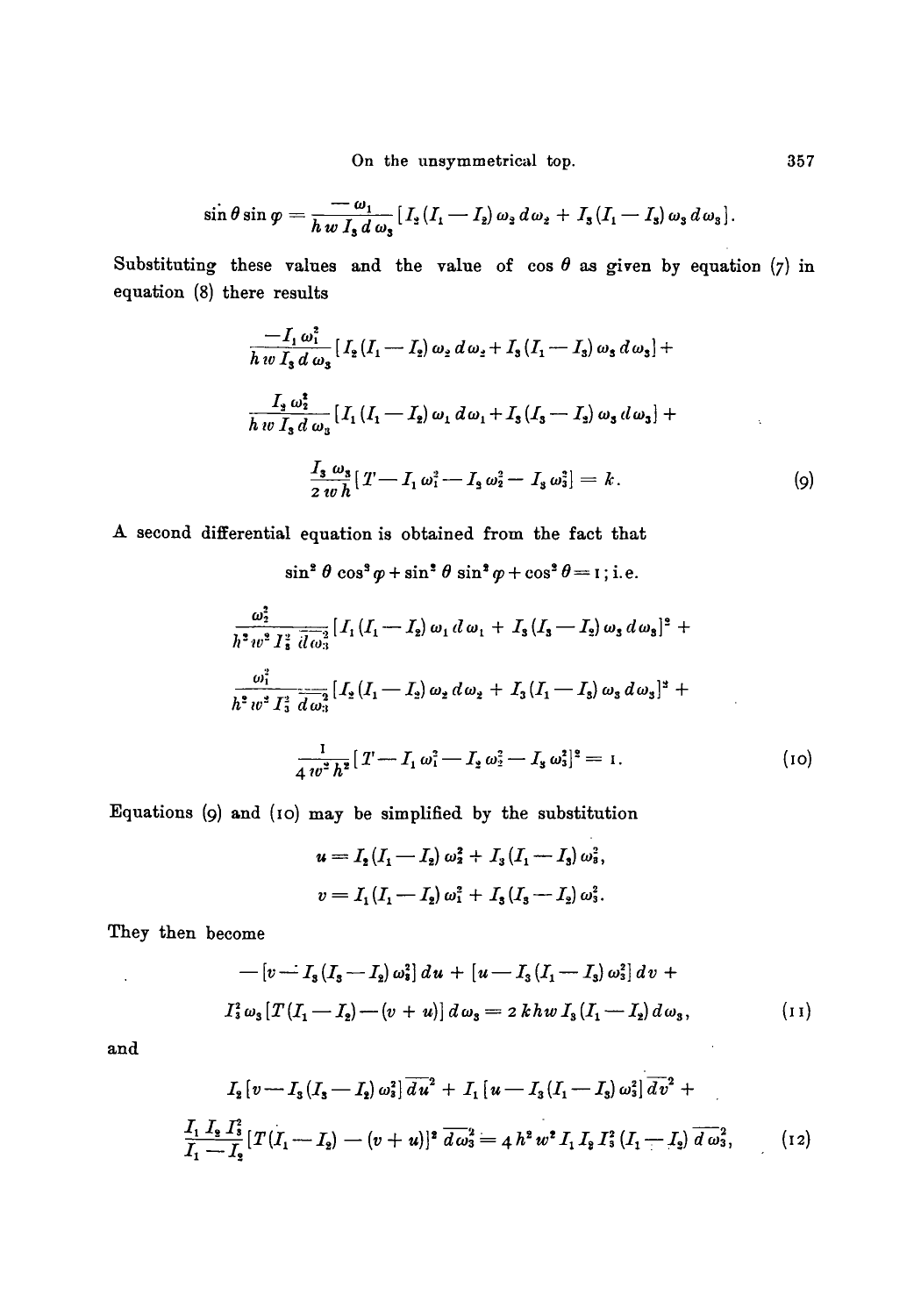$$\sin\theta\sin\varphi = \frac{-\omega_1}{h w I_3\, d\omega_3}[I_2(I_1 - I_2)\,\omega_2\, d\omega_2 + I_3(I_1 - I_3)\,\omega_3\, d\omega_3].$$

Substituting these values and the value of $\cos\theta$ as given by equation (7) in equation (8) there results

$$\frac{-I_1\omega_1^2}{h w I_3\, d\omega_3}[I_2(I_1 - I_2)\,\omega_2\, d\omega_2 + I_3(I_1 - I_3)\,\omega_3\, d\omega_3] +$$

$$\frac{I_2\omega_2^2}{h w I_3\, d\omega_3}[I_1(I_1 - I_2)\,\omega_1\, d\omega_1 + I_3(I_3 - I_2)\,\omega_3\, d\omega_3] +$$

$$\frac{I_3\,\omega_3}{2 w h}[T - I_1\omega_1^2 - I_2\omega_2^2 - I_3\omega_3^2] = k. \tag{9}$$

A second differential equation is obtained from the fact that

$$\sin^2\theta\cos^2\varphi + \sin^2\theta\sin^2\varphi + \cos^2\theta = 1\text{; i.e.}$$

$$\frac{\omega_2^2}{h^2 w^2 I_3^2\, \overline{d\omega_3^2}}[I_1(I_1 - I_2)\,\omega_1\, d\omega_1 + I_3(I_3 - I_2)\,\omega_3\, d\omega_3]^2 +$$

$$\frac{\omega_1^2}{h^2 w^2 I_3^2\, \overline{d\omega_3^2}}[I_2(I_1 - I_2)\,\omega_2\, d\omega_2 + I_3(I_1 - I_3)\,\omega_3\, d\omega_3]^2 +$$

$$\frac{1}{4 w^2 h^2}[T - I_1\omega_1^2 - I_2\omega_2^2 - I_3\omega_3^2]^2 = 1. \tag{10}$$

Equations (9) and (10) may be simplified by the substitution

$$u = I_2(I_1 - I_2)\,\omega_2^2 + I_3(I_1 - I_3)\,\omega_3^2,$$

$$v = I_1(I_1 - I_2)\,\omega_1^2 + I_3(I_3 - I_2)\,\omega_3^2.$$

They then become

$$-[v - I_3(I_3 - I_2)\,\omega_3^2]\,du + [u - I_3(I_1 - I_3)\,\omega_3^2]\,dv +$$

$$I_3^2\,\omega_3\,[T(I_1 - I_2) - (v + u)]\,d\omega_3 = 2\,k h w I_3(I_1 - I_2)\,d\omega_3, \tag{11}$$

and

$$I_2[v - I_3(I_3 - I_2)\,\omega_3^2]\,\overline{du}^2 + I_1[u - I_3(I_1 - I_3)\,\omega_3^2]\,\overline{dv}^2 +$$

$$\frac{I_1 I_2 I_3^2}{I_1 - I_2}[T(I_1 - I_2) - (v + u)]^2\,\overline{d\omega_3^2} = 4 h^2 w^2 I_1 I_2 I_3^2 (I_1 - I_2)\,\overline{d\omega_3^2}, \tag{12}$$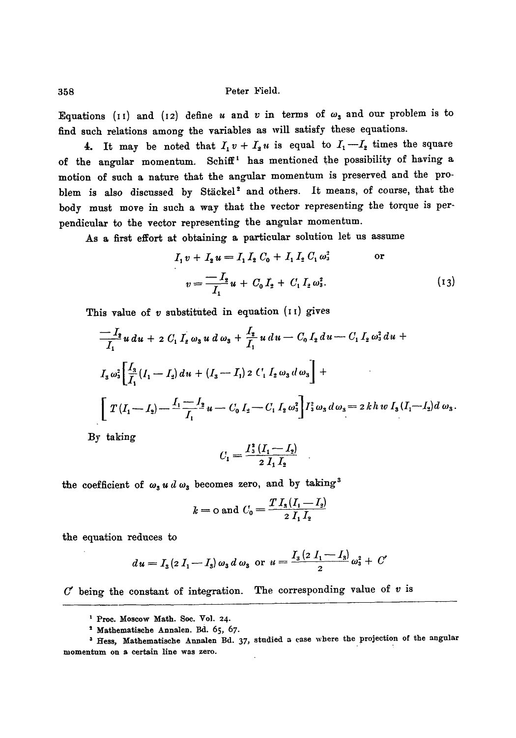Equations (11) and (12) define $u$ and $v$ in terms of $\omega_3$ and our problem is to find such relations among the variables as will satisfy these equations.

4. It may be noted that $I_1 v + I_2 u$ is equal to $I_1 - I_2$ times the square of the angular momentum. Schiff[1] has mentioned the possibility of having a motion of such a nature that the angular momentum is preserved and the problem is also discussed by Stäckel[2] and others. It means, of course, that the body must move in such a way that the vector representing the torque is perpendicular to the vector representing the angular momentum.

As a first effort at obtaining a particular solution let us assume

$$I_1 v + I_2 u = I_1 I_2 C_0 + I_1 I_2 C_1 \omega_3^2 \qquad \text{or}$$

$$v = \frac{-I_2}{I_1} u + C_0 I_2 + C_1 I_2 \omega_3^2. \tag{13}$$

This value of $v$ substituted in equation (11) gives

$$\frac{-I_2}{I_1} u\, du + 2\, C_1 I_2 \omega_3 u\, d\omega_3 + \frac{I_2}{I_1} u\, du - C_0 I_2\, du - C_1 I_2 \omega_3^2\, du +$$

$$I_3 \omega_3^2 \left[\frac{I_3}{I_1}(I_1 - I_2)\, du + (I_3 - I_1)\, 2\, C_1 I_2 \omega_3\, d\omega_3\right] +$$

$$\left[T(I_1 - I_2) - \frac{I_1 - I_2}{I_1} u - C_0 I_2 - C_1 I_2 \omega_3^2\right] I_3^2 \omega_3\, d\omega_3 = 2\, k h w\, I_3 (I_1 - I_2)\, d\omega_3.$$

By taking

$$C_1 = \frac{I_3^2 (I_1 - I_2)}{2\, I_1 I_2}$$

the coefficient of $\omega_3 u\, d\omega_3$ becomes zero, and by taking[3]

$$k = 0 \text{ and } C_0 = \frac{T I_3 (I_1 - I_2)}{2\, I_1 I_2}$$

the equation reduces to

$$du = I_3 (2\, I_1 - I_3)\, \omega_3\, d\omega_3 \text{ or } u = \frac{I_3 (2\, I_1 - I_3)}{2} \omega_3^2 + C'$$

$C'$ being the constant of integration. The corresponding value of $v$ is

---

[1] Proc. Moscow Math. Soc. Vol. 24.

[2] Mathematische Annalen. Bd. 65, 67.

[3] Hess, Mathematische Annalen Bd. 37, studied a case where the projection of the angular momentum on a certain line was zero.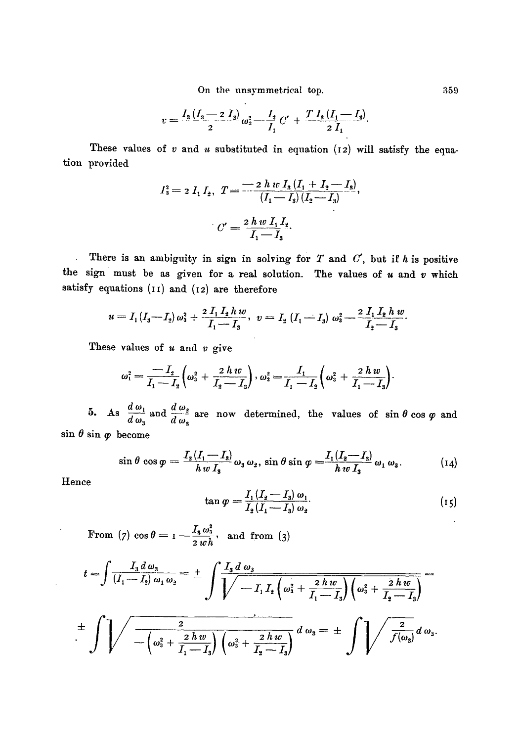$$v = \frac{I_3(I_3 - 2I_2)}{2}\omega_3^2 - \frac{I_2}{I_1}C' + \frac{TI_3(I_1 - I_2)}{2I_1}.$$

These values of $v$ and $u$ substituted in equation (12) will satisfy the equation provided

$$I_3^2 = 2I_1I_2, \quad T = \frac{-2hwI_3(I_1 + I_2 - I_3)}{(I_1 - I_3)(I_2 - I_3)},$$

$$C' = \frac{2hwI_1I_2}{I_1 - I_3}.$$

There is an ambiguity in sign in solving for $T$ and $C'$, but if $h$ is positive the sign must be as given for a real solution. The values of $u$ and $v$ which satisfy equations (11) and (12) are therefore

$$u = I_1(I_3 - I_2)\omega_3^2 + \frac{2I_1I_2hw}{I_1 - I_3}, \quad v = I_2(I_1 - I_3)\omega_3^2 - \frac{2I_1I_2hw}{I_2 - I_3}.$$

These values of $u$ and $v$ give

$$\omega_1^2 = \frac{-I_2}{I_1 - I_2}\left(\omega_3^2 + \frac{2hw}{I_2 - I_3}\right), \quad \omega_2^2 = \frac{I_1}{I_1 - I_2}\left(\omega_3^2 + \frac{2hw}{I_1 - I_3}\right).$$

5. As $\frac{d\omega_1}{d\omega_3}$ and $\frac{d\omega_2}{d\omega_3}$ are now determined, the values of $\sin\theta\cos\varphi$ and $\sin\theta\sin\varphi$ become

$$\sin\theta\cos\varphi = \frac{I_2(I_1 - I_3)}{hwI_3}\omega_3\omega_2, \quad \sin\theta\sin\varphi = \frac{I_1(I_2 - I_3)}{hwI_3}\omega_1\omega_3. \tag{14}$$

Hence

$$\tan\varphi = \frac{I_1(I_2 - I_3)\omega_1}{I_2(I_1 - I_3)\omega_2}. \tag{15}$$

From (7) $\cos\theta = 1 - \frac{I_3\omega_3^2}{2wh}$, and from (3)

$$t = \int \frac{I_3 d\omega_3}{(I_1 - I_2)\omega_1\omega_2} = \pm \int \frac{I_3 d\omega_3}{\sqrt{-I_1I_2\left(\omega_3^2 + \frac{2hw}{I_1 - I_3}\right)\left(\omega_3^2 + \frac{2hw}{I_2 - I_3}\right)}} =$$

$$\pm \int \sqrt{\frac{2}{-\left(\omega_3^2 + \frac{2hw}{I_1 - I_3}\right)\left(\omega_3^2 + \frac{2hw}{I_2 - I_3}\right)}}\, d\omega_3 = \pm \int \sqrt{\frac{2}{f(\omega_3)}}\, d\omega_3.$$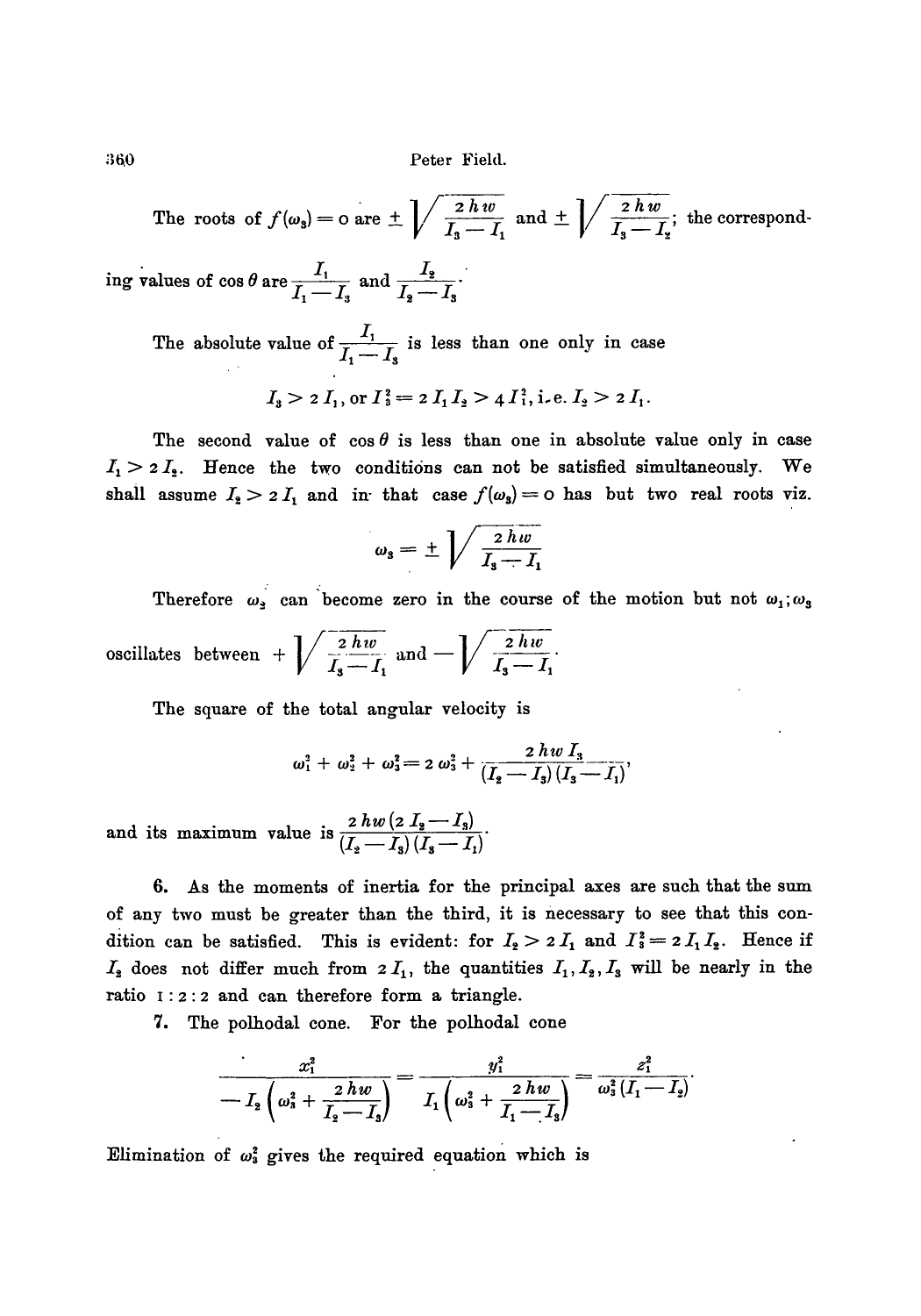The roots of $f(\omega_3) = 0$ are $\pm \sqrt{\dfrac{2hw}{I_3 - I_1}}$ and $\pm \sqrt{\dfrac{2hw}{I_3 - I_2}}$; the corresponding values of $\cos\theta$ are $\dfrac{I_1}{I_1 - I_3}$ and $\dfrac{I_2}{I_2 - I_3}$.

The absolute value of $\dfrac{I_1}{I_1 - I_3}$ is less than one only in case

$$I_3 > 2\,I_1, \text{ or } I_3^2 = 2\,I_1 I_2 > 4\,I_1^2, \text{ i.e. } I_2 > 2\,I_1.$$

The second value of $\cos\theta$ is less than one in absolute value only in case $I_1 > 2\,I_2$. Hence the two conditions can not be satisfied simultaneously. We shall assume $I_2 > 2\,I_1$ and in that case $f(\omega_3) = 0$ has but two real roots viz.

$$\omega_3 = \pm \sqrt{\frac{2hw}{I_3 - I_1}}$$

Therefore $\omega_3$ can become zero in the course of the motion but not $\omega_1$; $\omega_3$ oscillates between $+\sqrt{\dfrac{2hw}{I_3 - I_1}}$ and $-\sqrt{\dfrac{2hw}{I_3 - I_1}}$.

The square of the total angular velocity is

$$\omega_1^2 + \omega_2^2 + \omega_3^2 = 2\,\omega_3^2 + \frac{2hw\,I_3}{(I_2 - I_3)(I_3 - I_1)},$$

and its maximum value is $\dfrac{2hw(2\,I_2 - I_3)}{(I_2 - I_3)(I_3 - I_1)}$.

**6.** As the moments of inertia for the principal axes are such that the sum of any two must be greater than the third, it is necessary to see that this condition can be satisfied. This is evident: for $I_2 > 2\,I_1$ and $I_3^2 = 2\,I_1 I_2$. Hence if $I_2$ does not differ much from $2\,I_1$, the quantities $I_1, I_2, I_3$ will be nearly in the ratio 1 : 2 : 2 and can therefore form a triangle.

**7.** The polhodal cone. For the polhodal cone

$$\frac{x_1^2}{-I_2\left(\omega_3^2 + \dfrac{2hw}{I_2 - I_3}\right)} = \frac{y_1^2}{I_1\left(\omega_3^2 + \dfrac{2hw}{I_1 - I_3}\right)} = \frac{z_1^2}{\omega_3^2(I_1 - I_2)}.$$

Elimination of $\omega_3^2$ gives the required equation which is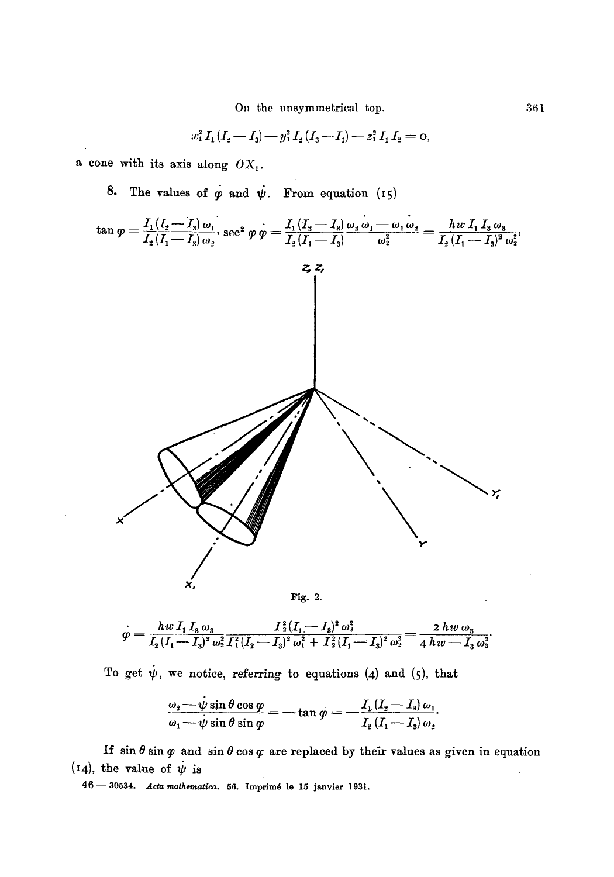$$x_1^2 I_1 (I_2 - I_3) - y_1^2 I_2 (I_3 - I_1) - z_1^2 I_1 I_2 = 0,$$

a cone with its axis along $OX_1$.

**8.** The values of $\dot{\varphi}$ and $\dot{\psi}$. From equation (15)

$$\tan \varphi = \frac{I_1 (I_2 - I_3) \omega_1}{I_2 (I_1 - I_3) \omega_2}, \quad \sec^2 \varphi \, \dot{\varphi} = \frac{I_1 (I_2 - I_3)}{I_2 (I_1 - I_3)} \frac{\omega_2 \dot{\omega}_1 - \omega_1 \dot{\omega}_2}{\omega_2^2} = \frac{hw I_1 I_3 \omega_3}{I_2 (I_1 - I_3)^2 \omega_2^2},$$

Fig. 2.

$$\dot{\varphi} = \frac{hw I_1 I_3 \omega_3}{I_2 (I_1 - I_3)^2 \omega_2^2} \frac{I_2^2 (I_1 - I_3)^2 \omega_2^2}{I_1^2 (I_2 - I_3)^2 \omega_1^2 + I_2^2 (I_1 - I_3)^2 \omega_2^2} = \frac{2 hw \omega_3}{4 hw - I_3 \omega_3^2}.$$

To get $\dot{\psi}$, we notice, referring to equations (4) and (5), that

$$\frac{\omega_2 - \dot{\psi} \sin \theta \cos \varphi}{\omega_1 - \dot{\psi} \sin \theta \sin \varphi} = - \tan \varphi = - \frac{I_1 (I_2 - I_3) \omega_1}{I_2 (I_1 - I_3) \omega_2}.$$

If $\sin \theta \sin \varphi$ and $\sin \theta \cos \varphi$ are replaced by their values as given in equation (14), the value of $\dot{\psi}$ is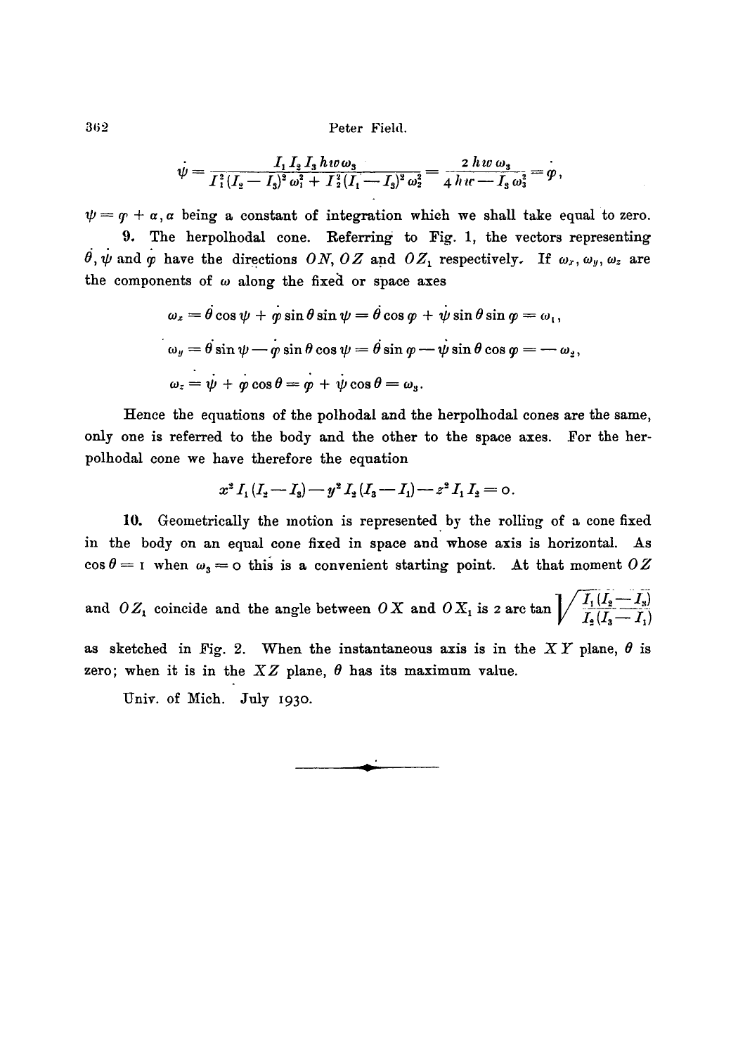$$\dot{\psi} = \frac{I_1 I_2 I_3 h w \omega_3}{I_1^2 (I_2 - I_3)^2 \omega_1^2 + I_2^2 (I_1 - I_3)^2 \omega_2^2} = \frac{2 h w \omega_3}{4 h w - I_3 \omega_3^2} = \dot{\varphi},$$

$\psi = \varphi + \alpha, \alpha$ being a constant of integration which we shall take equal to zero.

**9.** The herpolhodal cone. Referring to Fig. 1, the vectors representing $\dot{\theta}, \dot{\psi}$ and $\dot{\varphi}$ have the directions $ON$, $OZ$ and $OZ_1$ respectively. If $\omega_x, \omega_y, \omega_z$ are the components of $\omega$ along the fixed or space axes

$$\omega_x = \dot{\theta} \cos \psi + \dot{\varphi} \sin \theta \sin \psi = \dot{\theta} \cos \varphi + \dot{\psi} \sin \theta \sin \varphi = \omega_1,$$

$$\omega_y = \dot{\theta} \sin \psi - \dot{\varphi} \sin \theta \cos \psi = \dot{\theta} \sin \varphi - \dot{\psi} \sin \theta \cos \varphi = -\omega_2,$$

$$\omega_z = \dot{\psi} + \dot{\varphi} \cos \theta = \dot{\varphi} + \dot{\psi} \cos \theta = \omega_3.$$

Hence the equations of the polhodal and the herpolhodal cones are the same, only one is referred to the body and the other to the space axes. For the herpolhodal cone we have therefore the equation

$$x^2 I_1 (I_2 - I_3) - y^2 I_2 (I_3 - I_1) - z^2 I_1 I_2 = 0.$$

**10.** Geometrically the motion is represented by the rolling of a cone fixed in the body on an equal cone fixed in space and whose axis is horizontal. As $\cos \theta = 1$ when $\omega_3 = 0$ this is a convenient starting point. At that moment $OZ$ and $OZ_1$ coincide and the angle between $OX$ and $OX_1$ is $2 \operatorname{arc} \tan \sqrt{\frac{I_1 (I_2 - I_3)}{I_2 (I_3 - I_1)}}$ as sketched in Fig. 2. When the instantaneous axis is in the $XY$ plane, $\theta$ is zero; when it is in the $XZ$ plane, $\theta$ has its maximum value.

Univ. of Mich. July 1930.